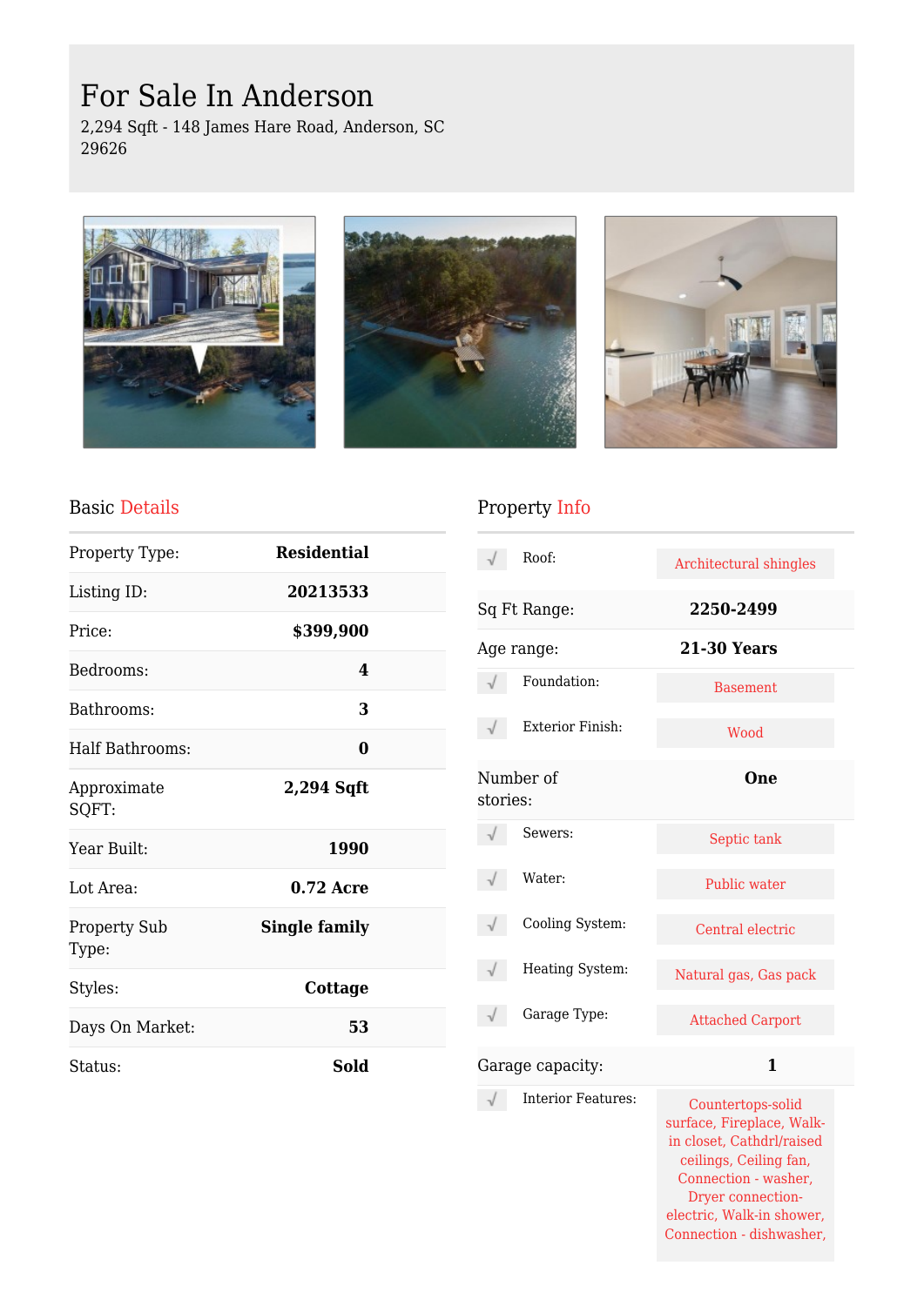# For Sale In Anderson

2,294 Sqft - 148 James Hare Road, Anderson, SC 29626

## Basic Details

| | |
|---|---|
| Property Type: | **Residential** |
| Listing ID: | **20213533** |
| Price: | **$399,900** |
| Bedrooms: | **4** |
| Bathrooms: | **3** |
| Half Bathrooms: | **0** |
| Approximate SQFT: | **2,294 Sqft** |
| Year Built: | **1990** |
| Lot Area: | **0.72 Acre** |
| Property Sub Type: | **Single family** |
| Styles: | **Cottage** |
| Days On Market: | **53** |
| Status: | **Sold** |

## Property Info

| | |
|---|---|
| Roof: | Architectural shingles |
| Sq Ft Range: | **2250-2499** |
| Age range: | **21-30 Years** |
| Foundation: | Basement |
| Exterior Finish: | Wood |
| Number of stories: | **One** |
| Sewers: | Septic tank |
| Water: | Public water |
| Cooling System: | Central electric |
| Heating System: | Natural gas, Gas pack |
| Garage Type: | Attached Carport |
| Garage capacity: | **1** |
| Interior Features: | Countertops-solid surface, Fireplace, Walk-in closet, Cathdrl/raised ceilings, Ceiling fan, Connection - washer, Dryer connection-electric, Walk-in shower, Connection - dishwasher, |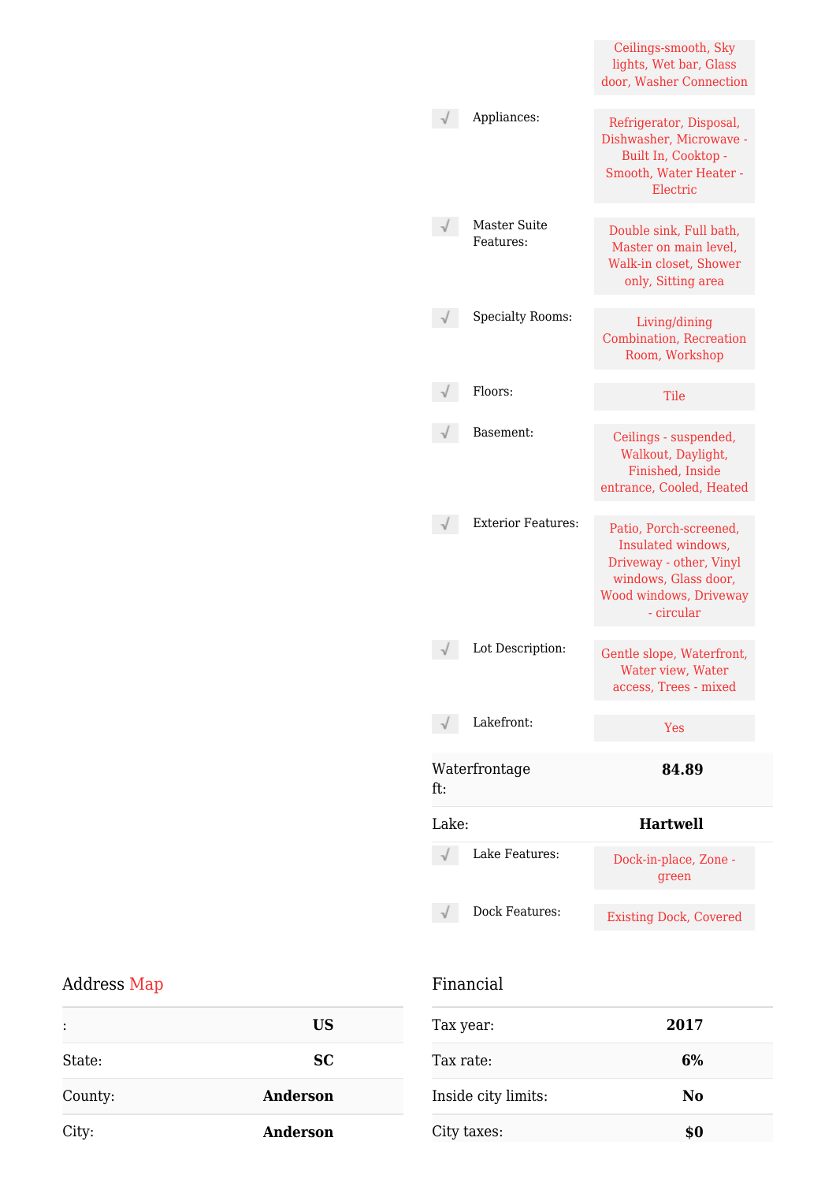| | | |
|---|---|---|
| | | Ceilings-smooth, Sky lights, Wet bar, Glass door, Washer Connection |
| √ | Appliances: | Refrigerator, Disposal, Dishwasher, Microwave - Built In, Cooktop - Smooth, Water Heater - Electric |
| √ | Master Suite Features: | Double sink, Full bath, Master on main level, Walk-in closet, Shower only, Sitting area |
| √ | Specialty Rooms: | Living/dining Combination, Recreation Room, Workshop |
| √ | Floors: | Tile |
| √ | Basement: | Ceilings - suspended, Walkout, Daylight, Finished, Inside entrance, Cooled, Heated |
| √ | Exterior Features: | Patio, Porch-screened, Insulated windows, Driveway - other, Vinyl windows, Glass door, Wood windows, Driveway - circular |
| √ | Lot Description: | Gentle slope, Waterfront, Water view, Water access, Trees - mixed |
| √ | Lakefront: | Yes |

| | |
|---|---|
| Waterfrontage ft: | **84.89** |
| Lake: | **Hartwell** |

| | | |
|---|---|---|
| √ | Lake Features: | Dock-in-place, Zone - green |
| √ | Dock Features: | Existing Dock, Covered |

## Address Map

| | |
|---|---|
| : | **US** |
| State: | **SC** |
| County: | **Anderson** |
| City: | **Anderson** |

## Financial

| | |
|---|---|
| Tax year: | **2017** |
| Tax rate: | **6%** |
| Inside city limits: | **No** |
| City taxes: | **$0** |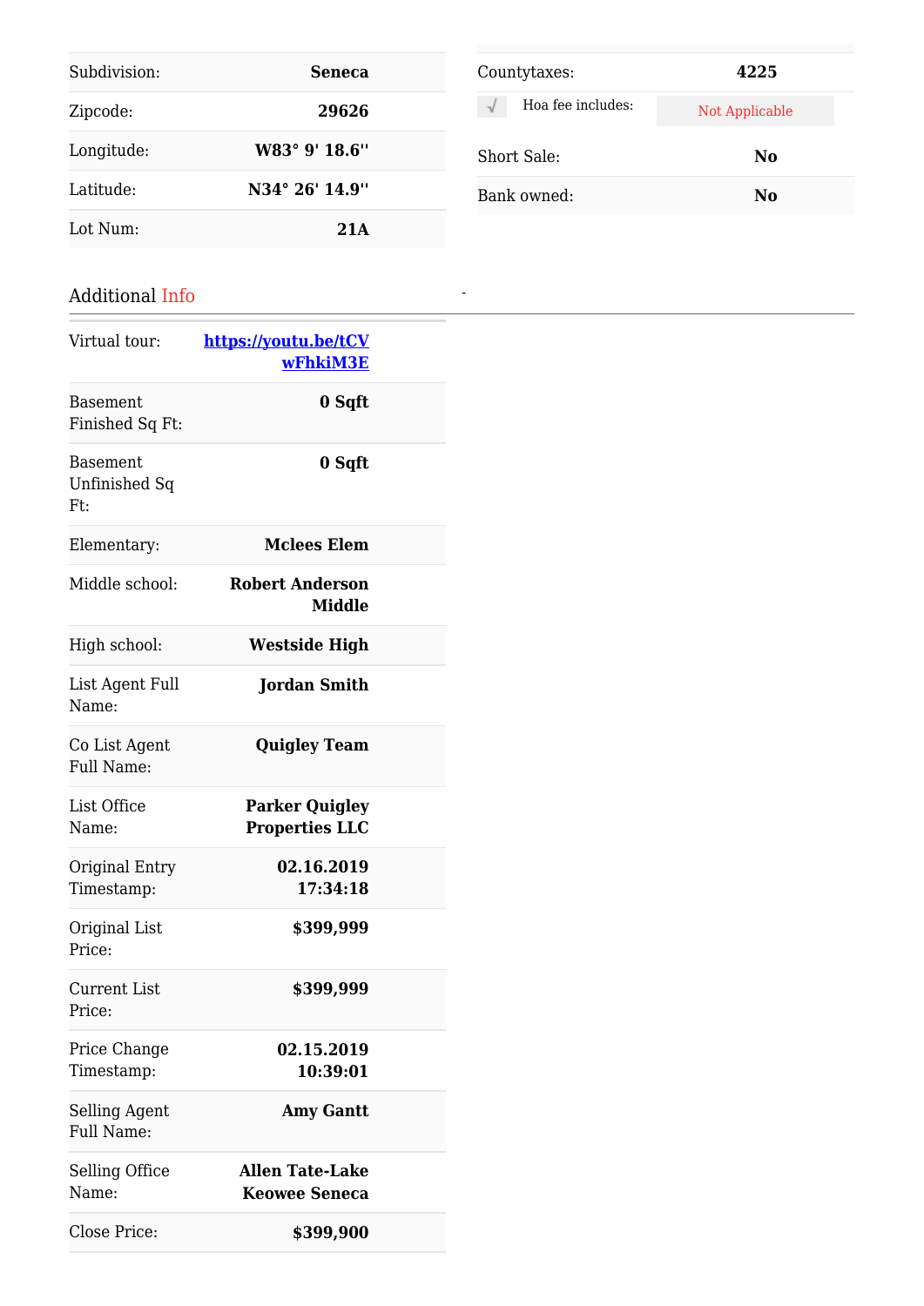| | |
|---|---|
| Subdivision: | **Seneca** |
| Zipcode: | **29626** |
| Longitude: | **W83° 9' 18.6''** |
| Latitude: | **N34° 26' 14.9''** |
| Lot Num: | **21A** |

| | |
|---|---|
| Countytaxes: | **4225** |
| √ Hoa fee includes: | Not Applicable |
| Short Sale: | **No** |
| Bank owned: | **No** |

## Additional Info

| | |
|---|---|
| Virtual tour: | **[https://youtu.be/tCVwFhkiM3E](https://youtu.be/tCVwFhkiM3E)** |
| Basement Finished Sq Ft: | **0 Sqft** |
| Basement Unfinished Sq Ft: | **0 Sqft** |
| Elementary: | **Mclees Elem** |
| Middle school: | **Robert Anderson Middle** |
| High school: | **Westside High** |
| List Agent Full Name: | **Jordan Smith** |
| Co List Agent Full Name: | **Quigley Team** |
| List Office Name: | **Parker Quigley Properties LLC** |
| Original Entry Timestamp: | **02.16.2019 17:34:18** |
| Original List Price: | **$399,999** |
| Current List Price: | **$399,999** |
| Price Change Timestamp: | **02.15.2019 10:39:01** |
| Selling Agent Full Name: | **Amy Gantt** |
| Selling Office Name: | **Allen Tate-Lake Keowee Seneca** |
| Close Price: | **$399,900** |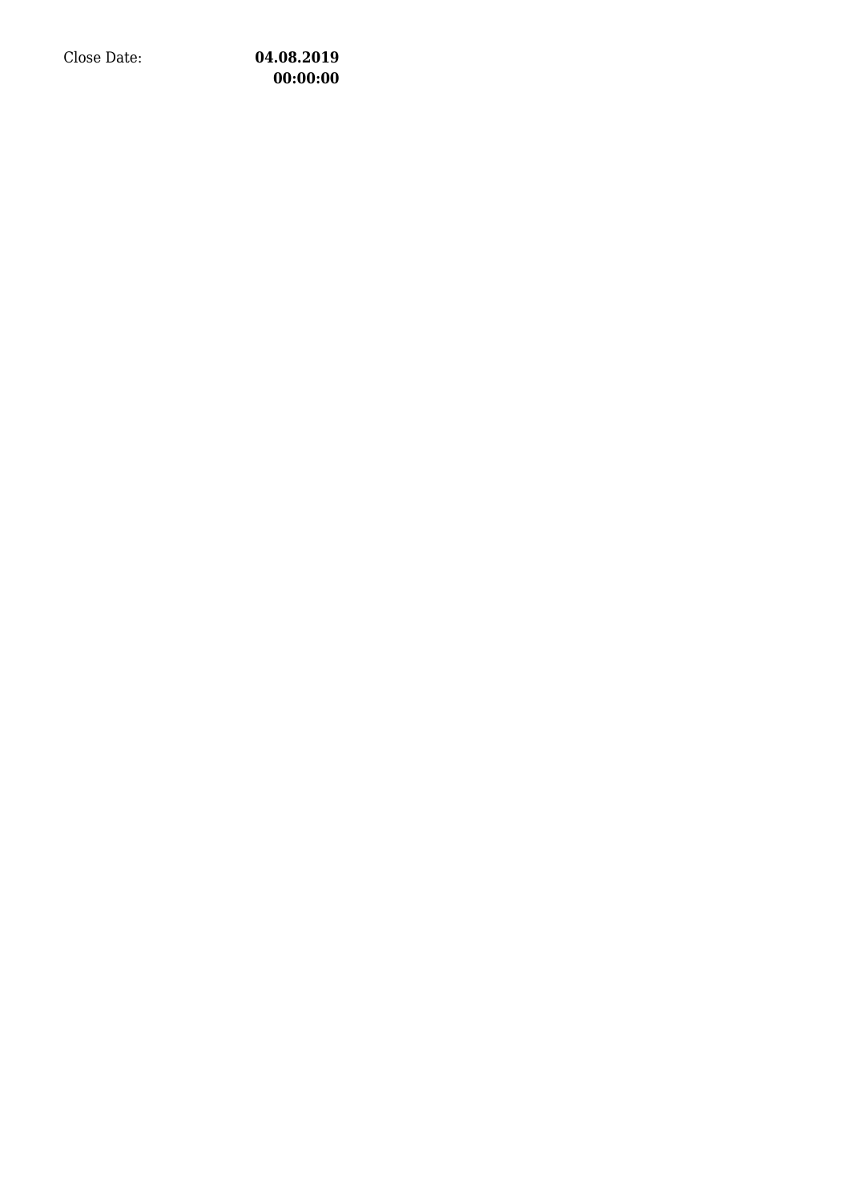| | |
| --- | --- |
| Close Date: | **04.08.2019 00:00:00** |